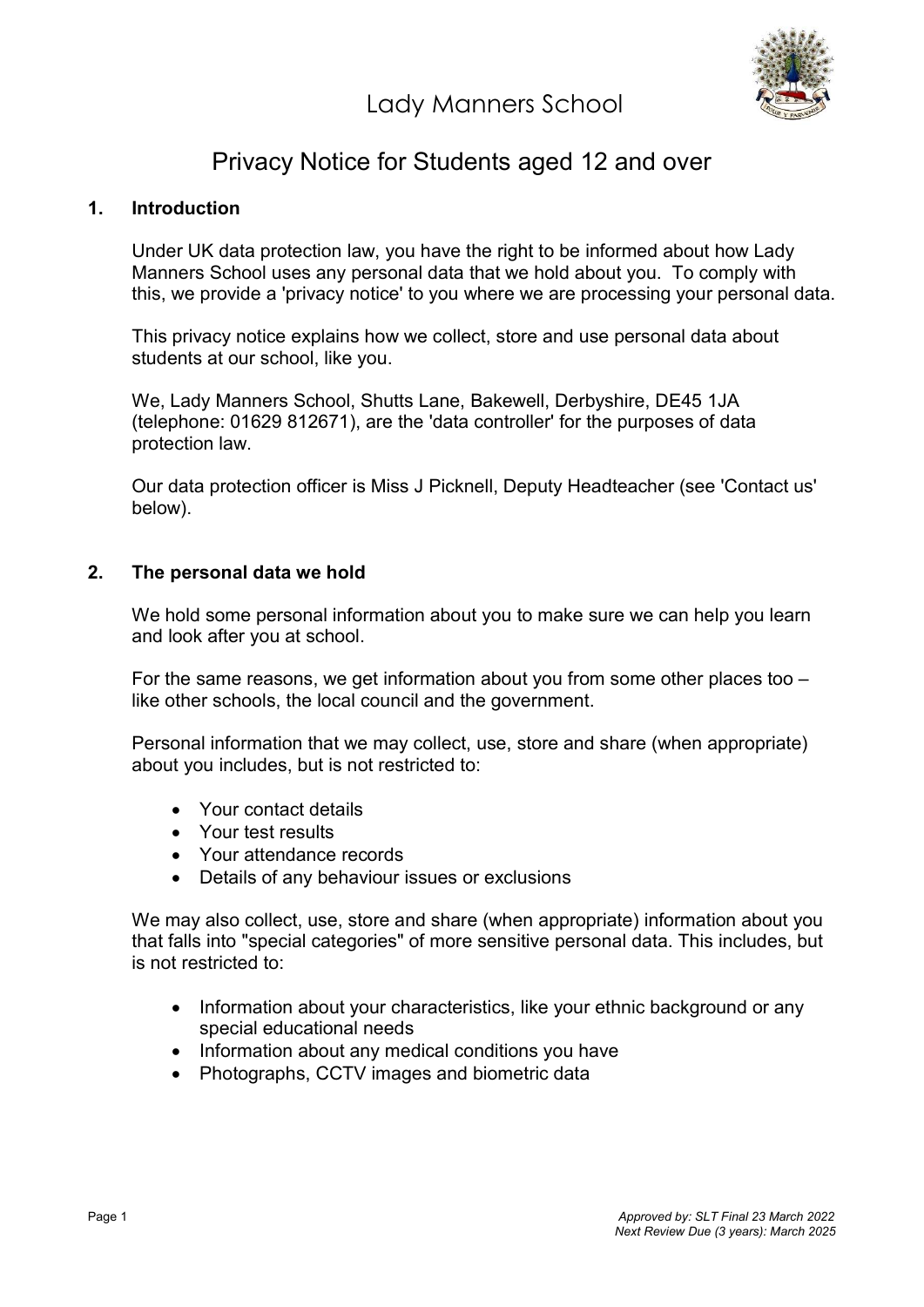# Lady Manners School

## Privacy Notice for Students aged 12 and over

### 1. Introduction

Under UK data protection law, you have the right to be informed about how Lady Manners School uses any personal data that we hold about you. To comply with this, we provide a 'privacy notice' to you where we are processing your personal data.

This privacy notice explains how we collect, store and use personal data about students at our school, like you.

We, Lady Manners School, Shutts Lane, Bakewell, Derbyshire, DE45 1JA (telephone: 01629 812671), are the 'data controller' for the purposes of data protection law.

Our data protection officer is Miss J Picknell, Deputy Headteacher (see 'Contact us' below).

### 2. The personal data we hold

We hold some personal information about you to make sure we can help you learn and look after you at school.

For the same reasons, we get information about you from some other places too – like other schools, the local council and the government.

Personal information that we may collect, use, store and share (when appropriate) about you includes, but is not restricted to:

- Your contact details
- Your test results
- Your attendance records
- Details of any behaviour issues or exclusions

We may also collect, use, store and share (when appropriate) information about you that falls into "special categories" of more sensitive personal data. This includes, but is not restricted to:

- Information about your characteristics, like your ethnic background or any special educational needs
- Information about any medical conditions you have
- Photographs, CCTV images and biometric data

*Approved by: SLT Final 23 March 2022*
*Next Review Due (3 years): March 2025*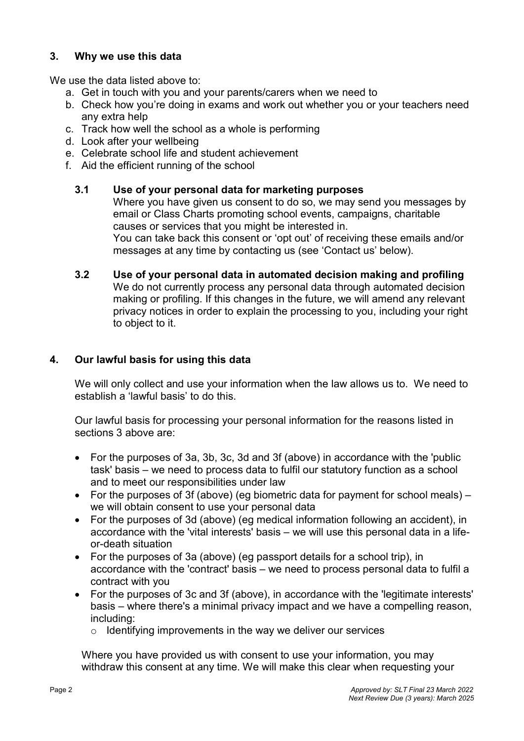## 3. Why we use this data

We use the data listed above to:

a. Get in touch with you and your parents/carers when we need to
b. Check how you're doing in exams and work out whether you or your teachers need any extra help
c. Track how well the school as a whole is performing
d. Look after your wellbeing
e. Celebrate school life and student achievement
f. Aid the efficient running of the school

### 3.1 Use of your personal data for marketing purposes

Where you have given us consent to do so, we may send you messages by email or Class Charts promoting school events, campaigns, charitable causes or services that you might be interested in.

You can take back this consent or 'opt out' of receiving these emails and/or messages at any time by contacting us (see 'Contact us' below).

### 3.2 Use of your personal data in automated decision making and profiling

We do not currently process any personal data through automated decision making or profiling. If this changes in the future, we will amend any relevant privacy notices in order to explain the processing to you, including your right to object to it.

## 4. Our lawful basis for using this data

We will only collect and use your information when the law allows us to. We need to establish a 'lawful basis' to do this.

Our lawful basis for processing your personal information for the reasons listed in sections 3 above are:

- For the purposes of 3a, 3b, 3c, 3d and 3f (above) in accordance with the 'public task' basis – we need to process data to fulfil our statutory function as a school and to meet our responsibilities under law
- For the purposes of 3f (above) (eg biometric data for payment for school meals) – we will obtain consent to use your personal data
- For the purposes of 3d (above) (eg medical information following an accident), in accordance with the 'vital interests' basis – we will use this personal data in a life-or-death situation
- For the purposes of 3a (above) (eg passport details for a school trip), in accordance with the 'contract' basis – we need to process personal data to fulfil a contract with you
- For the purposes of 3c and 3f (above), in accordance with the 'legitimate interests' basis – where there's a minimal privacy impact and we have a compelling reason, including:
  - Identifying improvements in the way we deliver our services

Where you have provided us with consent to use your information, you may withdraw this consent at any time. We will make this clear when requesting your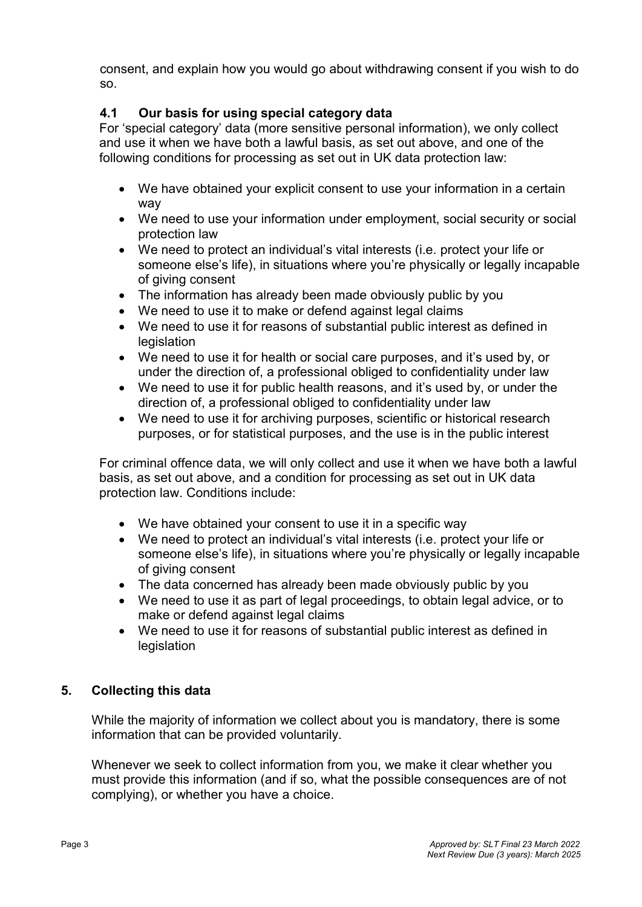consent, and explain how you would go about withdrawing consent if you wish to do so.

### 4.1 Our basis for using special category data

For 'special category' data (more sensitive personal information), we only collect and use it when we have both a lawful basis, as set out above, and one of the following conditions for processing as set out in UK data protection law:

- We have obtained your explicit consent to use your information in a certain way
- We need to use your information under employment, social security or social protection law
- We need to protect an individual's vital interests (i.e. protect your life or someone else's life), in situations where you're physically or legally incapable of giving consent
- The information has already been made obviously public by you
- We need to use it to make or defend against legal claims
- We need to use it for reasons of substantial public interest as defined in legislation
- We need to use it for health or social care purposes, and it's used by, or under the direction of, a professional obliged to confidentiality under law
- We need to use it for public health reasons, and it's used by, or under the direction of, a professional obliged to confidentiality under law
- We need to use it for archiving purposes, scientific or historical research purposes, or for statistical purposes, and the use is in the public interest

For criminal offence data, we will only collect and use it when we have both a lawful basis, as set out above, and a condition for processing as set out in UK data protection law. Conditions include:

- We have obtained your consent to use it in a specific way
- We need to protect an individual's vital interests (i.e. protect your life or someone else's life), in situations where you're physically or legally incapable of giving consent
- The data concerned has already been made obviously public by you
- We need to use it as part of legal proceedings, to obtain legal advice, or to make or defend against legal claims
- We need to use it for reasons of substantial public interest as defined in legislation

## 5. Collecting this data

While the majority of information we collect about you is mandatory, there is some information that can be provided voluntarily.

Whenever we seek to collect information from you, we make it clear whether you must provide this information (and if so, what the possible consequences are of not complying), or whether you have a choice.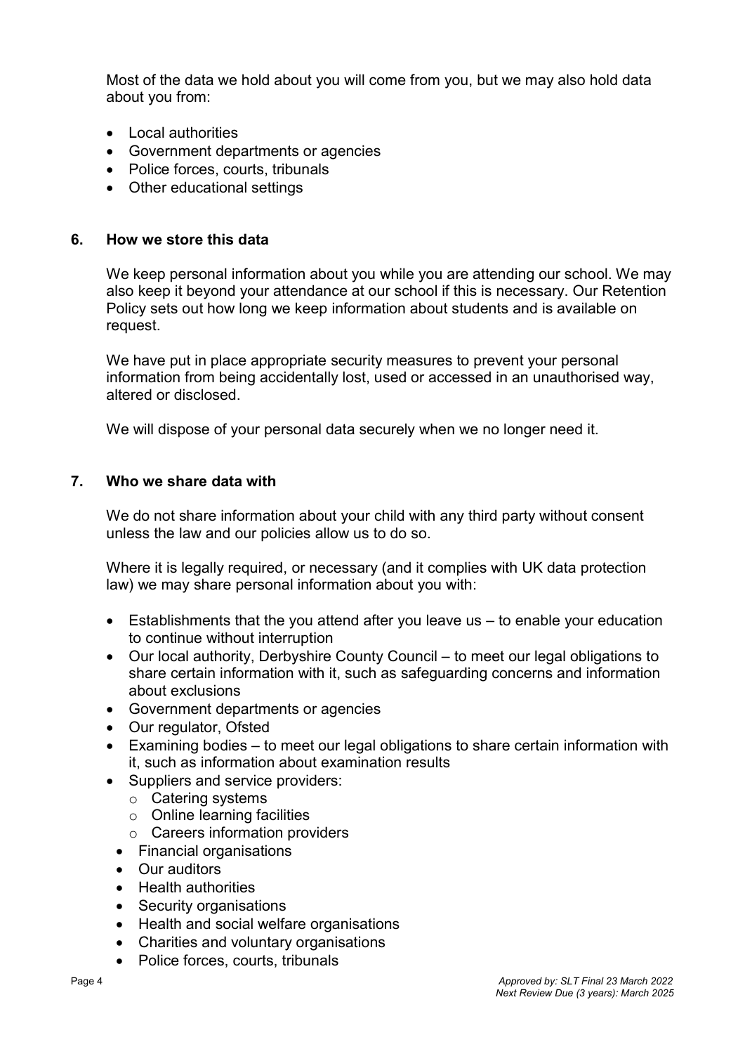Most of the data we hold about you will come from you, but we may also hold data about you from:

- Local authorities
- Government departments or agencies
- Police forces, courts, tribunals
- Other educational settings

## 6. How we store this data

We keep personal information about you while you are attending our school. We may also keep it beyond your attendance at our school if this is necessary. Our Retention Policy sets out how long we keep information about students and is available on request.

We have put in place appropriate security measures to prevent your personal information from being accidentally lost, used or accessed in an unauthorised way, altered or disclosed.

We will dispose of your personal data securely when we no longer need it.

## 7. Who we share data with

We do not share information about your child with any third party without consent unless the law and our policies allow us to do so.

Where it is legally required, or necessary (and it complies with UK data protection law) we may share personal information about you with:

- Establishments that the you attend after you leave us – to enable your education to continue without interruption
- Our local authority, Derbyshire County Council – to meet our legal obligations to share certain information with it, such as safeguarding concerns and information about exclusions
- Government departments or agencies
- Our regulator, Ofsted
- Examining bodies – to meet our legal obligations to share certain information with it, such as information about examination results
- Suppliers and service providers:
  - Catering systems
  - Online learning facilities
  - Careers information providers
- Financial organisations
- Our auditors
- Health authorities
- Security organisations
- Health and social welfare organisations
- Charities and voluntary organisations
- Police forces, courts, tribunals

*Approved by: SLT Final 23 March 2022*
*Next Review Due (3 years): March 2025*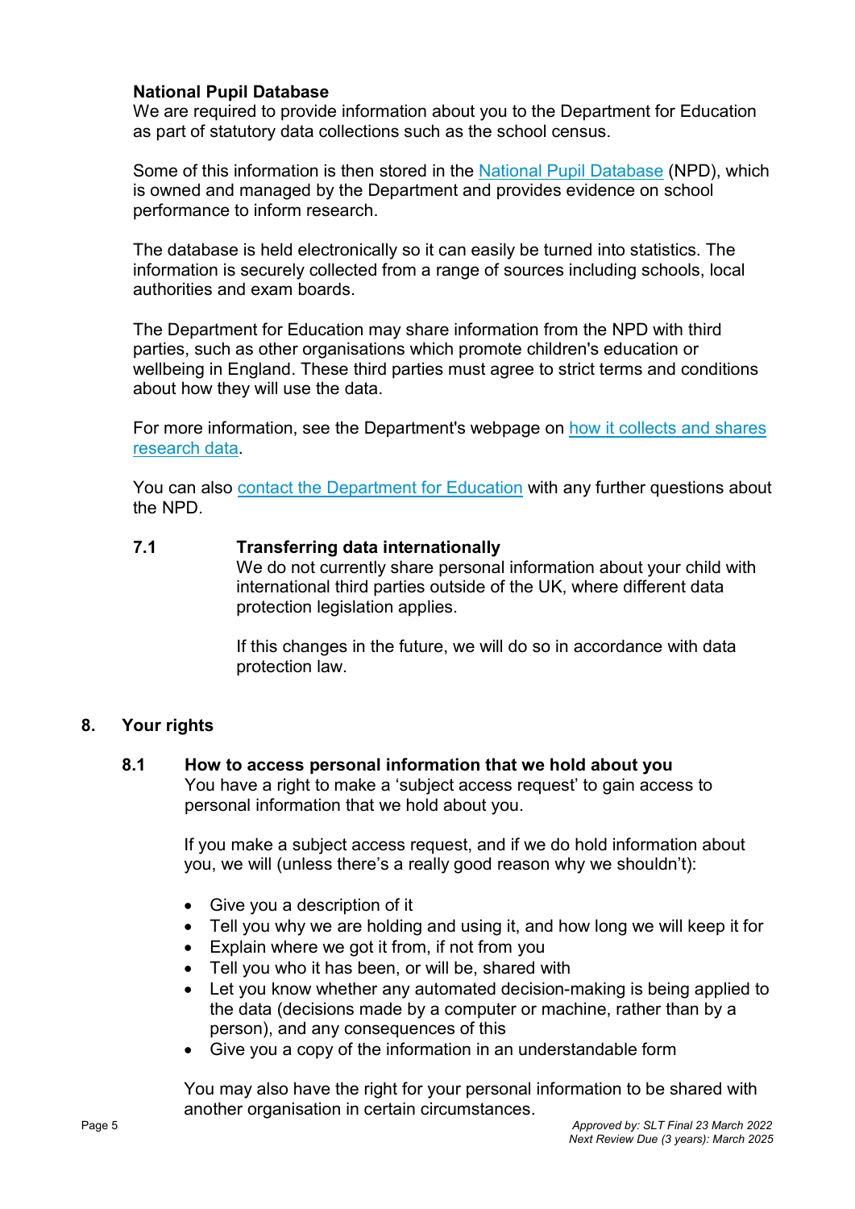**National Pupil Database**
We are required to provide information about you to the Department for Education as part of statutory data collections such as the school census.

Some of this information is then stored in the National Pupil Database (NPD), which is owned and managed by the Department and provides evidence on school performance to inform research.

The database is held electronically so it can easily be turned into statistics. The information is securely collected from a range of sources including schools, local authorities and exam boards.

The Department for Education may share information from the NPD with third parties, such as other organisations which promote children's education or wellbeing in England. These third parties must agree to strict terms and conditions about how they will use the data.

For more information, see the Department's webpage on how it collects and shares research data.

You can also contact the Department for Education with any further questions about the NPD.

### 7.1 Transferring data internationally

We do not currently share personal information about your child with international third parties outside of the UK, where different data protection legislation applies.

If this changes in the future, we will do so in accordance with data protection law.

## 8. Your rights

### 8.1 How to access personal information that we hold about you

You have a right to make a 'subject access request' to gain access to personal information that we hold about you.

If you make a subject access request, and if we do hold information about you, we will (unless there's a really good reason why we shouldn't):

- Give you a description of it
- Tell you why we are holding and using it, and how long we will keep it for
- Explain where we got it from, if not from you
- Tell you who it has been, or will be, shared with
- Let you know whether any automated decision-making is being applied to the data (decisions made by a computer or machine, rather than by a person), and any consequences of this
- Give you a copy of the information in an understandable form

You may also have the right for your personal information to be shared with another organisation in certain circumstances.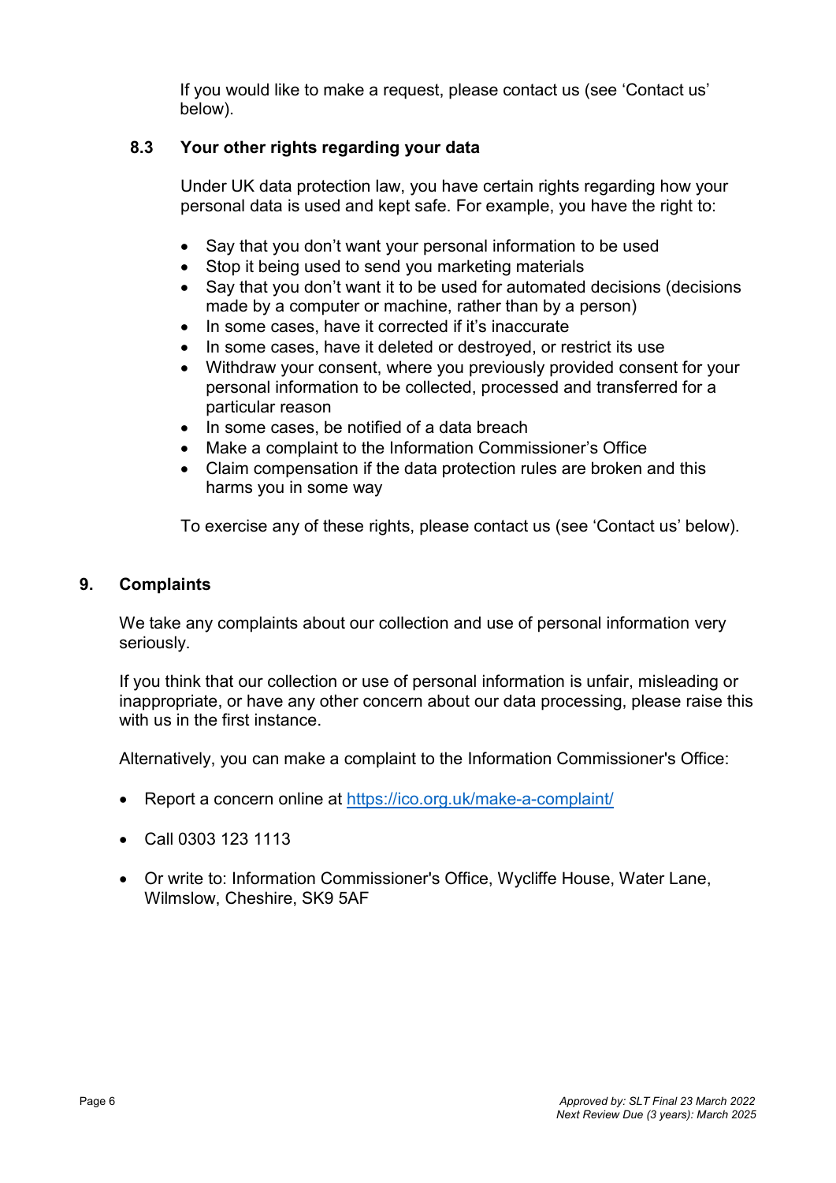If you would like to make a request, please contact us (see 'Contact us' below).

### 8.3 Your other rights regarding your data

Under UK data protection law, you have certain rights regarding how your personal data is used and kept safe. For example, you have the right to:

- Say that you don't want your personal information to be used
- Stop it being used to send you marketing materials
- Say that you don't want it to be used for automated decisions (decisions made by a computer or machine, rather than by a person)
- In some cases, have it corrected if it's inaccurate
- In some cases, have it deleted or destroyed, or restrict its use
- Withdraw your consent, where you previously provided consent for your personal information to be collected, processed and transferred for a particular reason
- In some cases, be notified of a data breach
- Make a complaint to the Information Commissioner's Office
- Claim compensation if the data protection rules are broken and this harms you in some way

To exercise any of these rights, please contact us (see 'Contact us' below).

## 9. Complaints

We take any complaints about our collection and use of personal information very seriously.

If you think that our collection or use of personal information is unfair, misleading or inappropriate, or have any other concern about our data processing, please raise this with us in the first instance.

Alternatively, you can make a complaint to the Information Commissioner's Office:

- Report a concern online at https://ico.org.uk/make-a-complaint/
- Call 0303 123 1113
- Or write to: Information Commissioner's Office, Wycliffe House, Water Lane, Wilmslow, Cheshire, SK9 5AF

*Approved by: SLT Final 23 March 2022*
*Next Review Due (3 years): March 2025*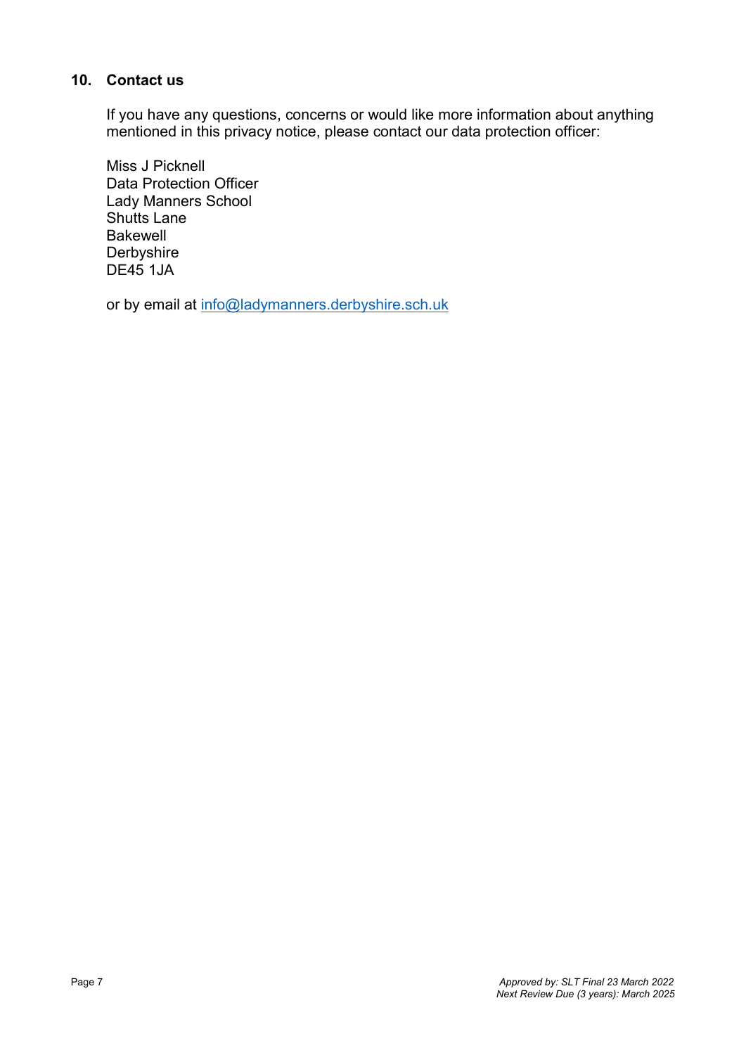## 10. Contact us

If you have any questions, concerns or would like more information about anything mentioned in this privacy notice, please contact our data protection officer:

Miss J Picknell  
Data Protection Officer  
Lady Manners School  
Shutts Lane  
Bakewell  
Derbyshire  
DE45 1JA

or by email at info@ladymanners.derbyshire.sch.uk